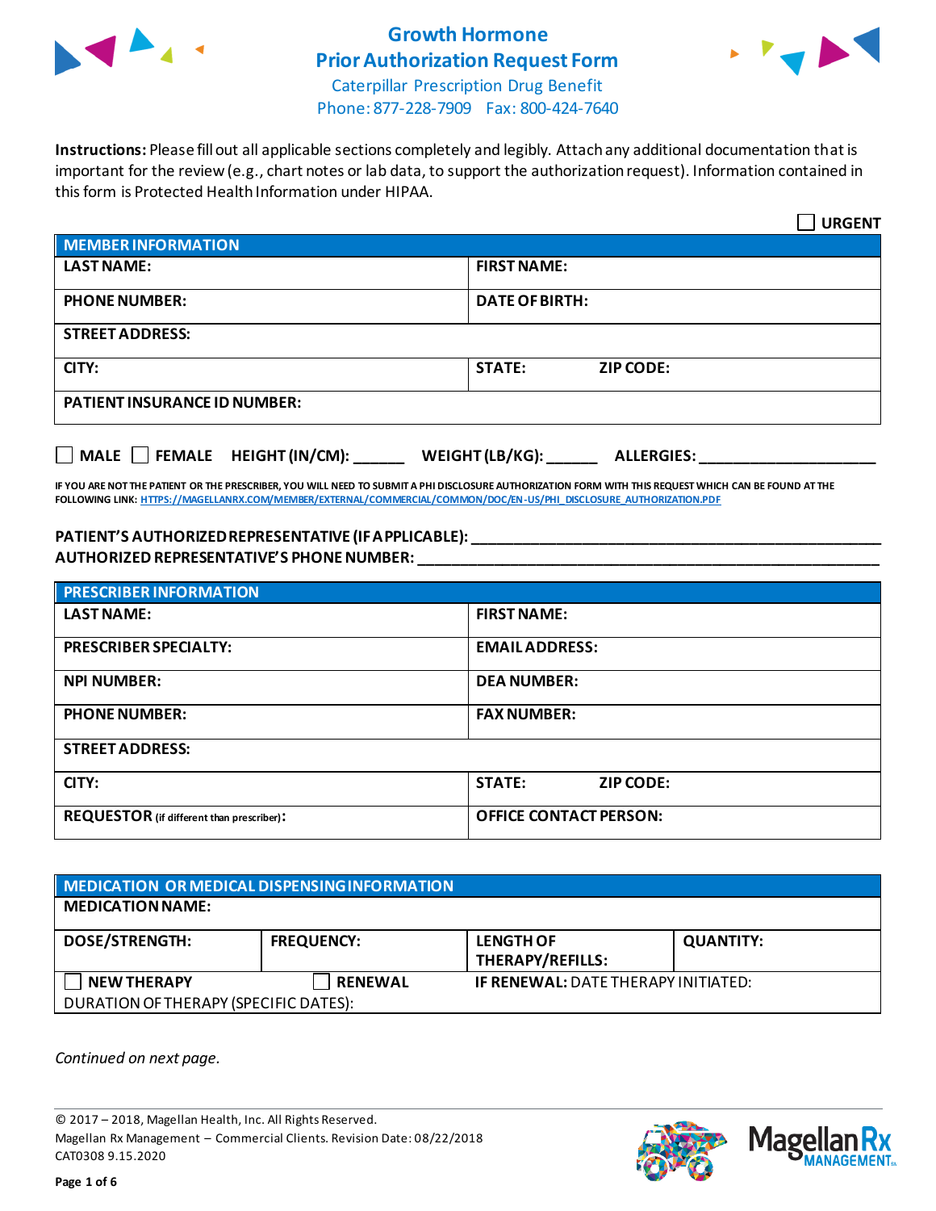# Growth Hormone Prior Authorization Request Form

Caterpillar Prescription Drug Benefit
Phone: 877-228-7909 Fax: 800-424-7640

**Instructions:** Please fill out all applicable sections completely and legibly. Attach any additional documentation that is important for the review (e.g., chart notes or lab data, to support the authorization request). Information contained in this form is Protected Health Information under HIPAA.

☐ **URGENT**

| MEMBER INFORMATION | |
|---|---|
| **LAST NAME:** | **FIRST NAME:** |
| **PHONE NUMBER:** | **DATE OF BIRTH:** |
| **STREET ADDRESS:** | |
| **CITY:** | **STATE: ZIP CODE:** |
| **PATIENT INSURANCE ID NUMBER:** | |

☐ **MALE** ☐ **FEMALE** **HEIGHT (IN/CM):** ______ **WEIGHT (LB/KG):** ______ **ALLERGIES:** ____________________

**IF YOU ARE NOT THE PATIENT OR THE PRESCRIBER, YOU WILL NEED TO SUBMIT A PHI DISCLOSURE AUTHORIZATION FORM WITH THIS REQUEST WHICH CAN BE FOUND AT THE FOLLOWING LINK: HTTPS://MAGELLANRX.COM/MEMBER/EXTERNAL/COMMERCIAL/COMMON/DOC/EN-US/PHI_DISCLOSURE_AUTHORIZATION.PDF**

**PATIENT'S AUTHORIZED REPRESENTATIVE (IF APPLICABLE):** ____________________________________________
**AUTHORIZED REPRESENTATIVE'S PHONE NUMBER:** ____________________________________________

| PRESCRIBER INFORMATION | |
|---|---|
| **LAST NAME:** | **FIRST NAME:** |
| **PRESCRIBER SPECIALTY:** | **EMAIL ADDRESS:** |
| **NPI NUMBER:** | **DEA NUMBER:** |
| **PHONE NUMBER:** | **FAX NUMBER:** |
| **STREET ADDRESS:** | |
| **CITY:** | **STATE: ZIP CODE:** |
| **REQUESTOR** (if different than prescriber)**:** | **OFFICE CONTACT PERSON:** |

| MEDICATION OR MEDICAL DISPENSING INFORMATION | | | |
|---|---|---|---|
| **MEDICATION NAME:** | | | |
| **DOSE/STRENGTH:** | **FREQUENCY:** | **LENGTH OF THERAPY/REFILLS:** | **QUANTITY:** |
| ☐ **NEW THERAPY** | ☐ **RENEWAL** | **IF RENEWAL:** DATE THERAPY INITIATED: | |
| DURATION OF THERAPY (SPECIFIC DATES): | | | |

*Continued on next page.*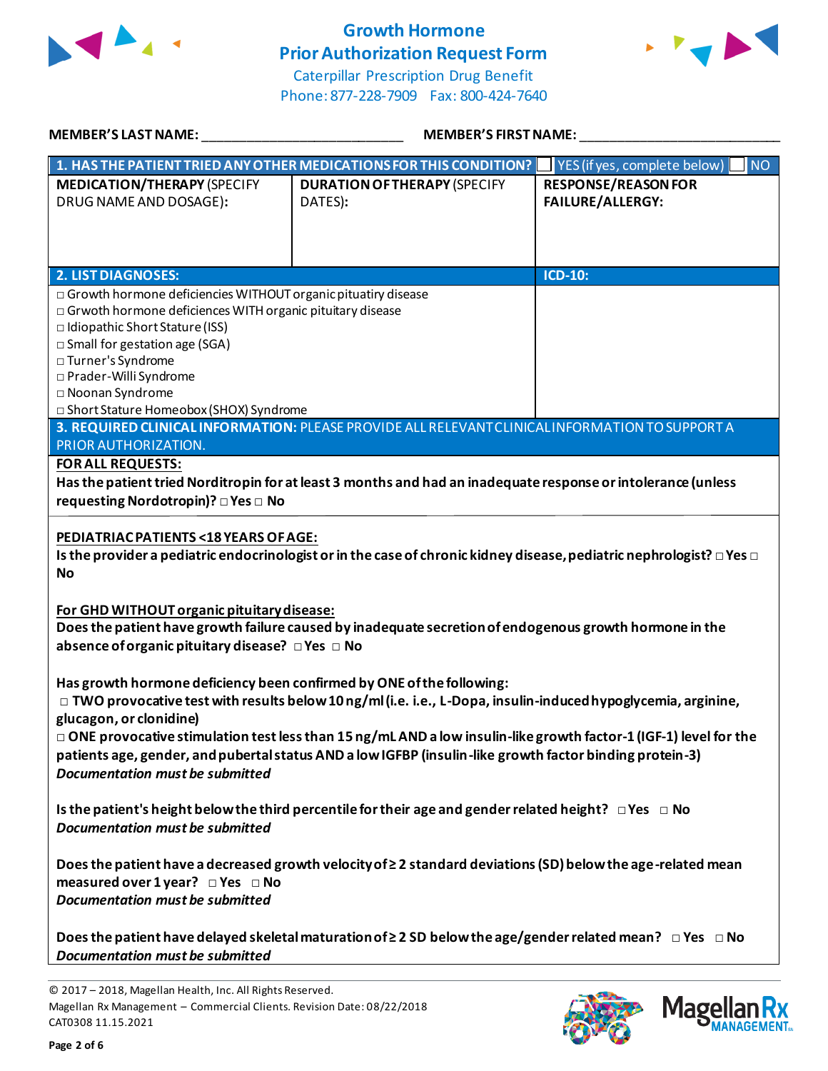# Growth Hormone Prior Authorization Request Form

Caterpillar Prescription Drug Benefit
Phone: 877-228-7909 Fax: 800-424-7640

**MEMBER'S LAST NAME:** ___________________________ **MEMBER'S FIRST NAME:** ___________________________

| **1. HAS THE PATIENT TRIED ANY OTHER MEDICATIONS FOR THIS CONDITION?** | | ☐ YES (if yes, complete below) ☐ NO |
|---|---|---|
| **MEDICATION/THERAPY** (SPECIFY DRUG NAME AND DOSAGE): | **DURATION OF THERAPY** (SPECIFY DATES): | **RESPONSE/REASON FOR FAILURE/ALLERGY:** |
| | | |

| **2. LIST DIAGNOSES:** | **ICD-10:** |
|---|---|
| □ Growth hormone deficiencies WITHOUT organic pituatiry disease<br>□ Grwoth hormone deficiences WITH organic pituitary disease<br>□ Idiopathic Short Stature (ISS)<br>□ Small for gestation age (SGA)<br>□ Turner's Syndrome<br>□ Prader-Willi Syndrome<br>□ Noonan Syndrome<br>□ Short Stature Homeobox (SHOX) Syndrome | |

**3. REQUIRED CLINICAL INFORMATION:** PLEASE PROVIDE ALL RELEVANT CLINICAL INFORMATION TO SUPPORT A PRIOR AUTHORIZATION.

**FOR ALL REQUESTS:**

**Has the patient tried Norditropin for at least 3 months and had an inadequate response or intolerance (unless requesting Nordotropin)?** □ Yes □ No

**PEDIATRIAC PATIENTS <18 YEARS OF AGE:**

**Is the provider a pediatric endocrinologist or in the case of chronic kidney disease, pediatric nephrologist?** □ Yes □ No

**For GHD WITHOUT organic pituitary disease:**

**Does the patient have growth failure caused by inadequate secretion of endogenous growth hormone in the absence of organic pituitary disease?** □ Yes □ No

**Has growth hormone deficiency been confirmed by ONE of the following:**

□ **TWO provocative test with results below 10 ng/ml (i.e. i.e., L-Dopa, insulin-induced hypoglycemia, arginine, glucagon, or clonidine)**

□ **ONE provocative stimulation test less than 15 ng/mL AND a low insulin-like growth factor-1 (IGF-1) level for the patients age, gender, and pubertal status AND a low IGFBP (insulin-like growth factor binding protein-3)**

***Documentation must be submitted***

**Is the patient's height below the third percentile for their age and gender related height?** □ Yes □ No

***Documentation must be submitted***

**Does the patient have a decreased growth velocity of ≥ 2 standard deviations (SD) below the age-related mean measured over 1 year?** □ Yes □ No

***Documentation must be submitted***

**Does the patient have delayed skeletal maturation of ≥ 2 SD below the age/gender related mean?** □ Yes □ No

***Documentation must be submitted***

© 2017 – 2018, Magellan Health, Inc. All Rights Reserved.
Magellan Rx Management – Commercial Clients. Revision Date: 08/22/2018
CAT0308 11.15.2021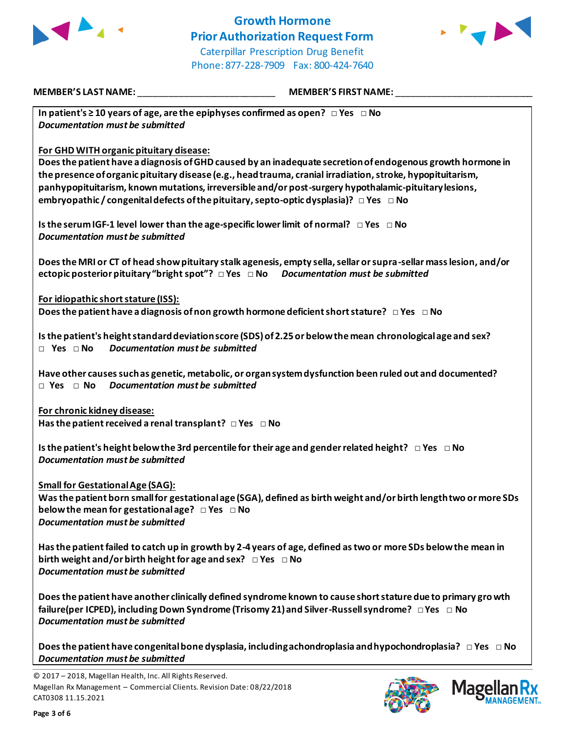# Growth Hormone Prior Authorization Request Form

Caterpillar Prescription Drug Benefit
Phone: 877-228-7909 Fax: 800-424-7640

**MEMBER'S LAST NAME:** ___________________________ **MEMBER'S FIRST NAME:** ___________________________

**In patient's ≥ 10 years of age, are the epiphyses confirmed as open?** □ Yes □ No
***Documentation must be submitted***

**<u>For GHD WITH organic pituitary disease:</u>**
**Does the patient have a diagnosis of GHD caused by an inadequate secretion of endogenous growth hormone in the presence of organic pituitary disease (e.g., head trauma, cranial irradiation, stroke, hypopituitarism, panhypopituitarism, known mutations, irreversible and/or post-surgery hypothalamic-pituitary lesions, embryopathic / congenital defects of the pituitary, septo-optic dysplasia)?** □ Yes □ No

**Is the serum IGF-1 level lower than the age-specific lower limit of normal?** □ Yes □ No
***Documentation must be submitted***

**Does the MRI or CT of head show pituitary stalk agenesis, empty sella, sellar or supra-sellar mass lesion, and/or ectopic posterior pituitary "bright spot"?** □ Yes □ No ***Documentation must be submitted***

**<u>For idiopathic short stature (ISS):</u>**
**Does the patient have a diagnosis of non growth hormone deficient short stature?** □ Yes □ No

**Is the patient's height standard deviation score (SDS) of 2.25 or below the mean chronological age and sex?**
□ Yes □ No ***Documentation must be submitted***

**Have other causes such as genetic, metabolic, or organ system dysfunction been ruled out and documented?**
□ Yes □ No ***Documentation must be submitted***

**<u>For chronic kidney disease:</u>**
**Has the patient received a renal transplant?** □ Yes □ No

**Is the patient's height below the 3rd percentile for their age and gender related height?** □ Yes □ No
***Documentation must be submitted***

**<u>Small for Gestational Age (SAG):</u>**
**Was the patient born small for gestational age (SGA), defined as birth weight and/or birth length two or more SDs below the mean for gestational age?** □ Yes □ No
***Documentation must be submitted***

**Has the patient failed to catch up in growth by 2-4 years of age, defined as two or more SDs below the mean in birth weight and/or birth height for age and sex?** □ Yes □ No
***Documentation must be submitted***

**Does the patient have another clinically defined syndrome known to cause short stature due to primary growth failure(per ICPED), including Down Syndrome (Trisomy 21) and Silver-Russell syndrome?** □ Yes □ No
***Documentation must be submitted***

**Does the patient have congenital bone dysplasia, including achondroplasia and hypochondroplasia?** □ Yes □ No
***Documentation must be submitted***

© 2017 – 2018, Magellan Health, Inc. All Rights Reserved.
Magellan Rx Management – Commercial Clients. Revision Date: 08/22/2018
CAT0308 11.15.2021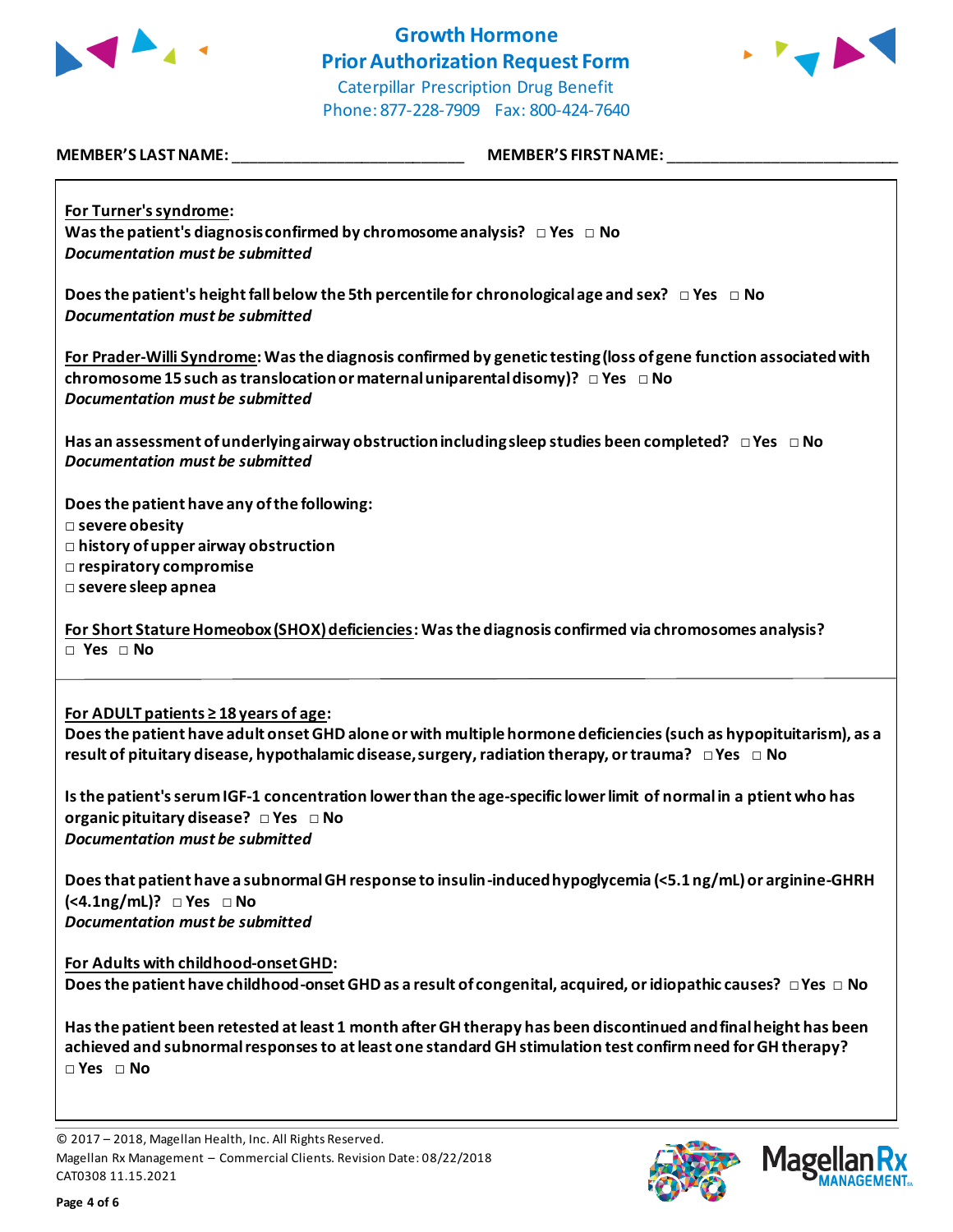# Growth Hormone Prior Authorization Request Form

Caterpillar Prescription Drug Benefit
Phone: 877-228-7909 Fax: 800-424-7640

**MEMBER'S LAST NAME:** ___________________________ **MEMBER'S FIRST NAME:** ___________________________

**For Turner's syndrome:**
**Was the patient's diagnosis confirmed by chromosome analysis?** □ Yes □ No
***Documentation must be submitted***

**Does the patient's height fall below the 5th percentile for chronological age and sex?** □ Yes □ No
***Documentation must be submitted***

**For Prader-Willi Syndrome: Was the diagnosis confirmed by genetic testing (loss of gene function associated with chromosome 15 such as translocation or maternal uniparental disomy)?** □ Yes □ No
***Documentation must be submitted***

**Has an assessment of underlying airway obstruction including sleep studies been completed?** □ Yes □ No
***Documentation must be submitted***

**Does the patient have any of the following:**
□ **severe obesity**
□ **history of upper airway obstruction**
□ **respiratory compromise**
□ **severe sleep apnea**

**For Short Stature Homeobox (SHOX) deficiencies: Was the diagnosis confirmed via chromosomes analysis?**
□ Yes □ No

**For ADULT patients ≥ 18 years of age:**
**Does the patient have adult onset GHD alone or with multiple hormone deficiencies (such as hypopituitarism), as a result of pituitary disease, hypothalamic disease, surgery, radiation therapy, or trauma?** □ Yes □ No

**Is the patient's serum IGF-1 concentration lower than the age-specific lower limit of normal in a ptient who has organic pituitary disease?** □ Yes □ No
***Documentation must be submitted***

**Does that patient have a subnormal GH response to insulin-induced hypoglycemia (<5.1 ng/mL) or arginine-GHRH (<4.1ng/mL)?** □ Yes □ No
***Documentation must be submitted***

**For Adults with childhood-onset GHD:**
**Does the patient have childhood-onset GHD as a result of congenital, acquired, or idiopathic causes?** □ Yes □ No

**Has the patient been retested at least 1 month after GH therapy has been discontinued and final height has been achieved and subnormal responses to at least one standard GH stimulation test confirm need for GH therapy?**
□ Yes □ No

© 2017 – 2018, Magellan Health, Inc. All Rights Reserved.
Magellan Rx Management – Commercial Clients. Revision Date: 08/22/2018
CAT0308 11.15.2021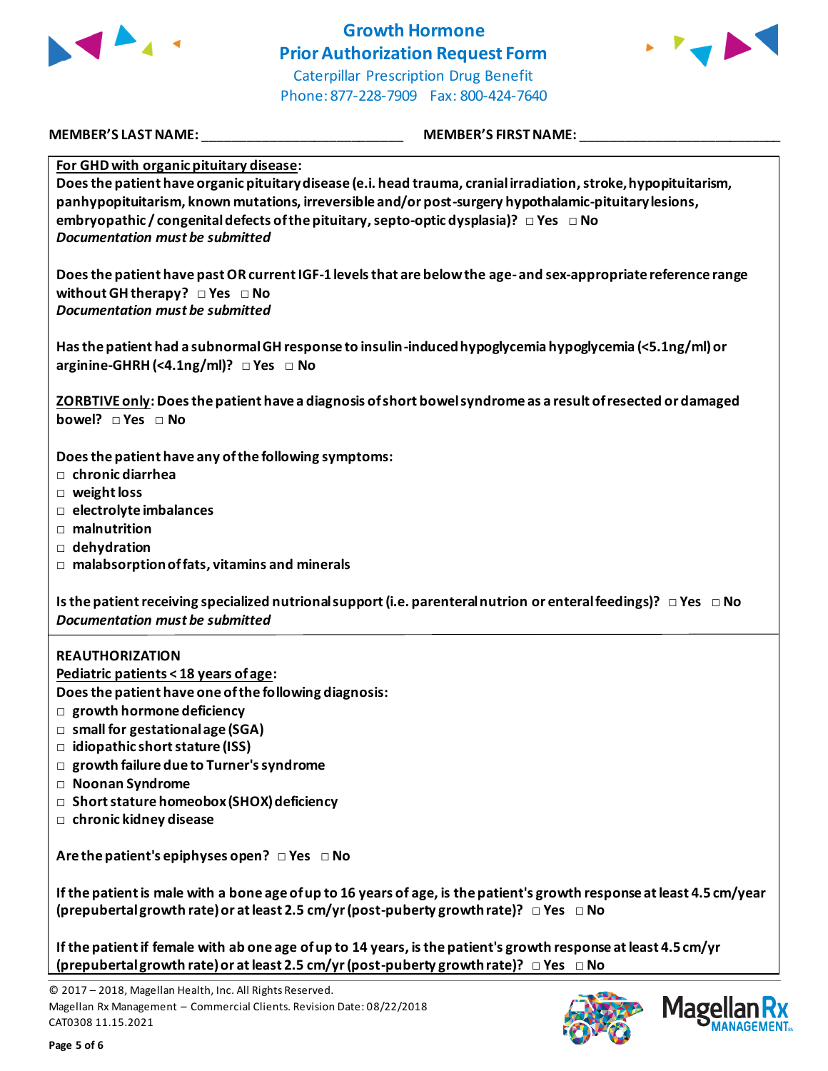# Growth Hormone Prior Authorization Request Form

Caterpillar Prescription Drug Benefit
Phone: 877-228-7909 Fax: 800-424-7640

**MEMBER'S LAST NAME:** ___________________________ **MEMBER'S FIRST NAME:** ___________________________

**For GHD with organic pituitary disease:**

**Does the patient have organic pituitary disease (e.i. head trauma, cranial irradiation, stroke, hypopituitarism, panhypopituitarism, known mutations, irreversible and/or post-surgery hypothalamic-pituitary lesions, embryopathic / congenital defects of the pituitary, septo-optic dysplasia)?** □ Yes □ No
***Documentation must be submitted***

**Does the patient have past OR current IGF-1 levels that are below the age- and sex-appropriate reference range without GH therapy?** □ Yes □ No
***Documentation must be submitted***

**Has the patient had a subnormal GH response to insulin-induced hypoglycemia hypoglycemia (<5.1ng/ml) or arginine-GHRH (<4.1ng/ml)?** □ Yes □ No

**ZORBTIVE only: Does the patient have a diagnosis of short bowel syndrome as a result of resected or damaged bowel?** □ Yes □ No

**Does the patient have any of the following symptoms:**

- □ chronic diarrhea
- □ weight loss
- □ electrolyte imbalances
- □ malnutrition
- □ dehydration
- □ malabsorption of fats, vitamins and minerals

**Is the patient receiving specialized nutrional support (i.e. parenteral nutrion or enteral feedings)?** □ Yes □ No
***Documentation must be submitted***

**REAUTHORIZATION**

**Pediatric patients < 18 years of age:**

**Does the patient have one of the following diagnosis:**

- □ growth hormone deficiency
- □ small for gestational age (SGA)
- □ idiopathic short stature (ISS)
- □ growth failure due to Turner's syndrome
- □ Noonan Syndrome
- □ Short stature homeobox (SHOX) deficiency
- □ chronic kidney disease

**Are the patient's epiphyses open?** □ Yes □ No

**If the patient is male with a bone age of up to 16 years of age, is the patient's growth response at least 4.5 cm/year (prepubertal growth rate) or at least 2.5 cm/yr (post-puberty growth rate)?** □ Yes □ No

**If the patient if female with ab one age of up to 14 years, is the patient's growth response at least 4.5 cm/yr (prepubertal growth rate) or at least 2.5 cm/yr (post-puberty growth rate)?** □ Yes □ No

© 2017 – 2018, Magellan Health, Inc. All Rights Reserved.
Magellan Rx Management – Commercial Clients. Revision Date: 08/22/2018
CAT0308 11.15.2021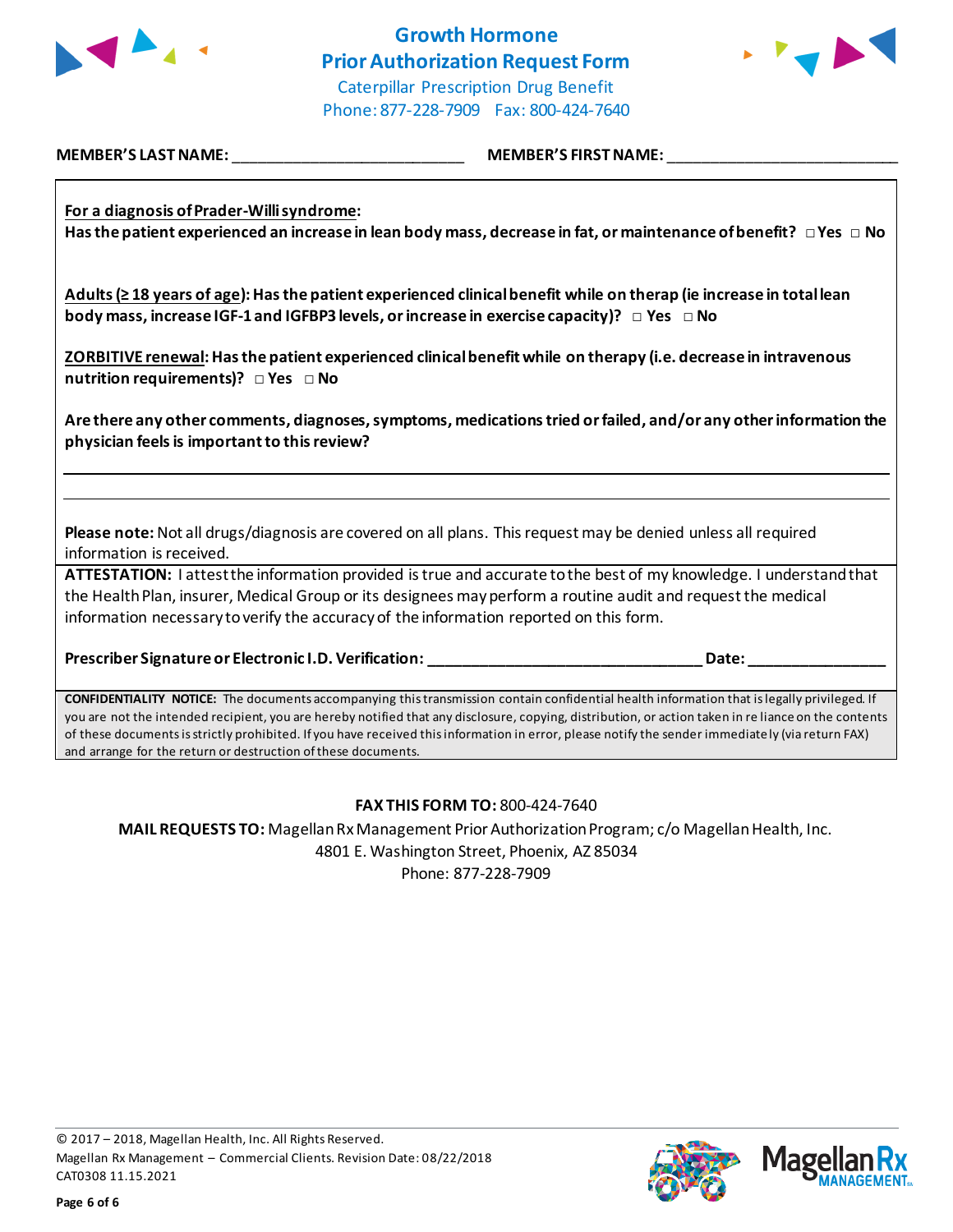# Growth Hormone
## Prior Authorization Request Form

Caterpillar Prescription Drug Benefit
Phone: 877-228-7909 Fax: 800-424-7640

**MEMBER'S LAST NAME:** ___________________________ **MEMBER'S FIRST NAME:** ___________________________

**For a diagnosis of Prader-Willi syndrome:**
**Has the patient experienced an increase in lean body mass, decrease in fat, or maintenance of benefit?** □ **Yes** □ **No**

**Adults (≥ 18 years of age): Has the patient experienced clinical benefit while on therap (ie increase in total lean body mass, increase IGF-1 and IGFBP3 levels, or increase in exercise capacity)?** □ **Yes** □ **No**

**ZORBITIVE renewal: Has the patient experienced clinical benefit while on therapy (i.e. decrease in intravenous nutrition requirements)?** □ **Yes** □ **No**

**Are there any other comments, diagnoses, symptoms, medications tried or failed, and/or any other information the physician feels is important to this review?**

_______________________________________________________________________________

_______________________________________________________________________________

**Please note:** Not all drugs/diagnosis are covered on all plans. This request may be denied unless all required information is received.

**ATTESTATION:** I attest the information provided is true and accurate to the best of my knowledge. I understand that the Health Plan, insurer, Medical Group or its designees may perform a routine audit and request the medical information necessary to verify the accuracy of the information reported on this form.

**Prescriber Signature or Electronic I.D. Verification:** ________________________________ **Date:** ________________

**CONFIDENTIALITY NOTICE:** The documents accompanying this transmission contain confidential health information that is legally privileged. If you are not the intended recipient, you are hereby notified that any disclosure, copying, distribution, or action taken in reliance on the contents of these documents is strictly prohibited. If you have received this information in error, please notify the sender immediately (via return FAX) and arrange for the return or destruction of these documents.

**FAX THIS FORM TO:** 800-424-7640

**MAIL REQUESTS TO:** Magellan Rx Management Prior Authorization Program; c/o Magellan Health, Inc.
4801 E. Washington Street, Phoenix, AZ 85034
Phone: 877-228-7909

© 2017 – 2018, Magellan Health, Inc. All Rights Reserved.
Magellan Rx Management – Commercial Clients. Revision Date: 08/22/2018
CAT0308 11.15.2021